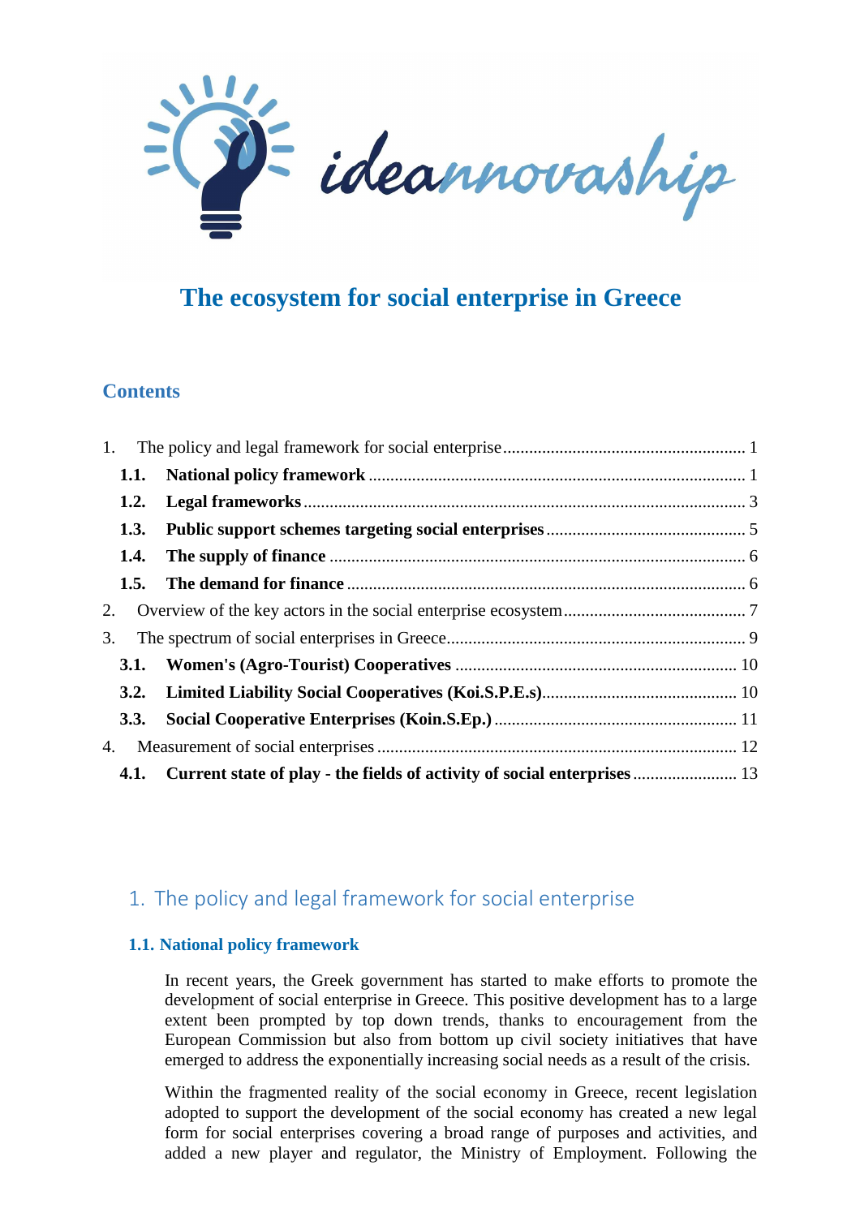ideannovaship

# The ecosystem for social enterprise in Greece

## Contents

1. The policy and legal framework for social enterprise ........ 1
   - **1.1. National policy framework** ........ 1
   - **1.2. Legal frameworks** ........ 3
   - **1.3. Public support schemes targeting social enterprises** ........ 5
   - **1.4. The supply of finance** ........ 6
   - **1.5. The demand for finance** ........ 6
2. Overview of the key actors in the social enterprise ecosystem ........ 7
3. The spectrum of social enterprises in Greece ........ 9
   - **3.1. Women's (Agro-Tourist) Cooperatives** ........ 10
   - **3.2. Limited Liability Social Cooperatives (Koi.S.P.E.s)** ........ 10
   - **3.3. Social Cooperative Enterprises (Koin.S.Ep.)** ........ 11
4. Measurement of social enterprises ........ 12
   - **4.1. Current state of play - the fields of activity of social enterprises** ........ 13

## 1. The policy and legal framework for social enterprise

### 1.1. National policy framework

In recent years, the Greek government has started to make efforts to promote the development of social enterprise in Greece. This positive development has to a large extent been prompted by top down trends, thanks to encouragement from the European Commission but also from bottom up civil society initiatives that have emerged to address the exponentially increasing social needs as a result of the crisis.

Within the fragmented reality of the social economy in Greece, recent legislation adopted to support the development of the social economy has created a new legal form for social enterprises covering a broad range of purposes and activities, and added a new player and regulator, the Ministry of Employment. Following the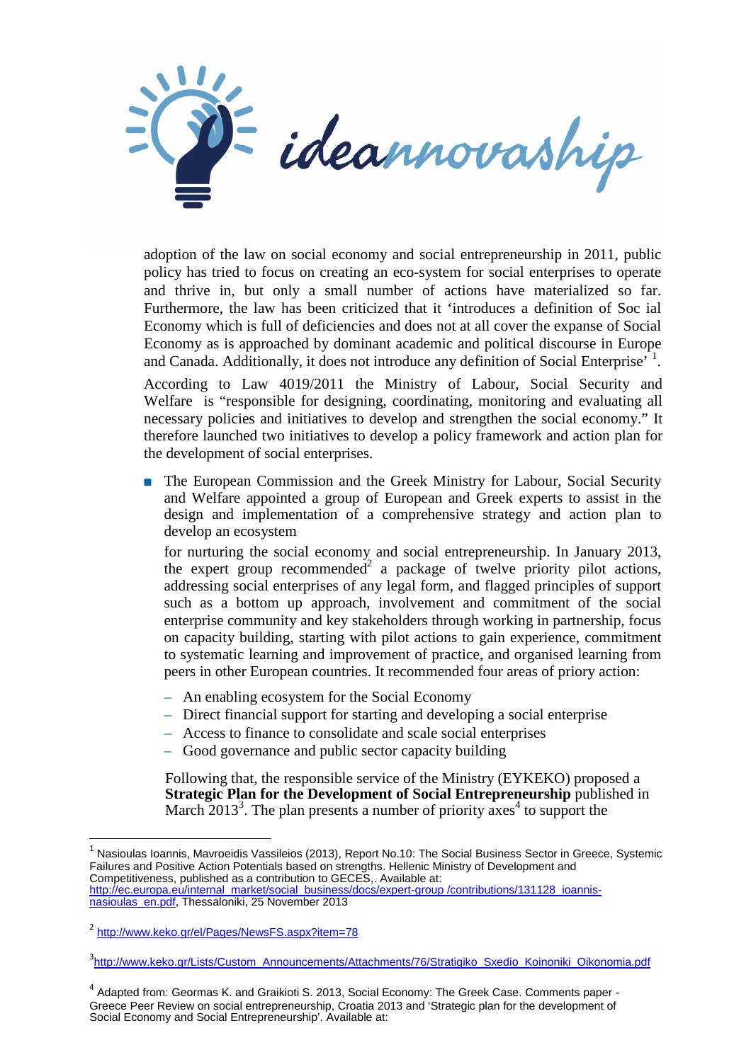adoption of the law on social economy and social entrepreneurship in 2011, public policy has tried to focus on creating an eco-system for social enterprises to operate and thrive in, but only a small number of actions have materialized so far. Furthermore, the law has been criticized that it 'introduces a definition of Soc ial Economy which is full of deficiencies and does not at all cover the expanse of Social Economy as is approached by dominant academic and political discourse in Europe and Canada. Additionally, it does not introduce any definition of Social Enterprise' [1].

According to Law 4019/2011 the Ministry of Labour, Social Security and Welfare is "responsible for designing, coordinating, monitoring and evaluating all necessary policies and initiatives to develop and strengthen the social economy." It therefore launched two initiatives to develop a policy framework and action plan for the development of social enterprises.

- The European Commission and the Greek Ministry for Labour, Social Security and Welfare appointed a group of European and Greek experts to assist in the design and implementation of a comprehensive strategy and action plan to develop an ecosystem

  for nurturing the social economy and social entrepreneurship. In January 2013, the expert group recommended[2] a package of twelve priority pilot actions, addressing social enterprises of any legal form, and flagged principles of support such as a bottom up approach, involvement and commitment of the social enterprise community and key stakeholders through working in partnership, focus on capacity building, starting with pilot actions to gain experience, commitment to systematic learning and improvement of practice, and organised learning from peers in other European countries. It recommended four areas of priory action:

  - An enabling ecosystem for the Social Economy
  - Direct financial support for starting and developing a social enterprise
  - Access to finance to consolidate and scale social enterprises
  - Good governance and public sector capacity building

  Following that, the responsible service of the Ministry (EYKEKO) proposed a **Strategic Plan for the Development of Social Entrepreneurship** published in March 2013[3]. The plan presents a number of priority axes[4] to support the

---

[1] Nasioulas Ioannis, Mavroeidis Vassileios (2013), Report No.10: The Social Business Sector in Greece, Systemic Failures and Positive Action Potentials based on strengths. Hellenic Ministry of Development and Competitiveness, published as a contribution to GECES,. Available at: http://ec.europa.eu/internal_market/social_business/docs/expert-group /contributions/131128_ioannis-nasioulas_en.pdf, Thessaloniki, 25 November 2013

[2] http://www.keko.gr/el/Pages/NewsFS.aspx?item=78

[3] http://www.keko.gr/Lists/Custom_Announcements/Attachments/76/Stratigiko_Sxedio_Koinoniki_Oikonomia.pdf

[4] Adapted from: Geormas K. and Graikioti S. 2013, Social Economy: The Greek Case. Comments paper - Greece Peer Review on social entrepreneurship, Croatia 2013 and 'Strategic plan for the development of Social Economy and Social Entrepreneurship'. Available at: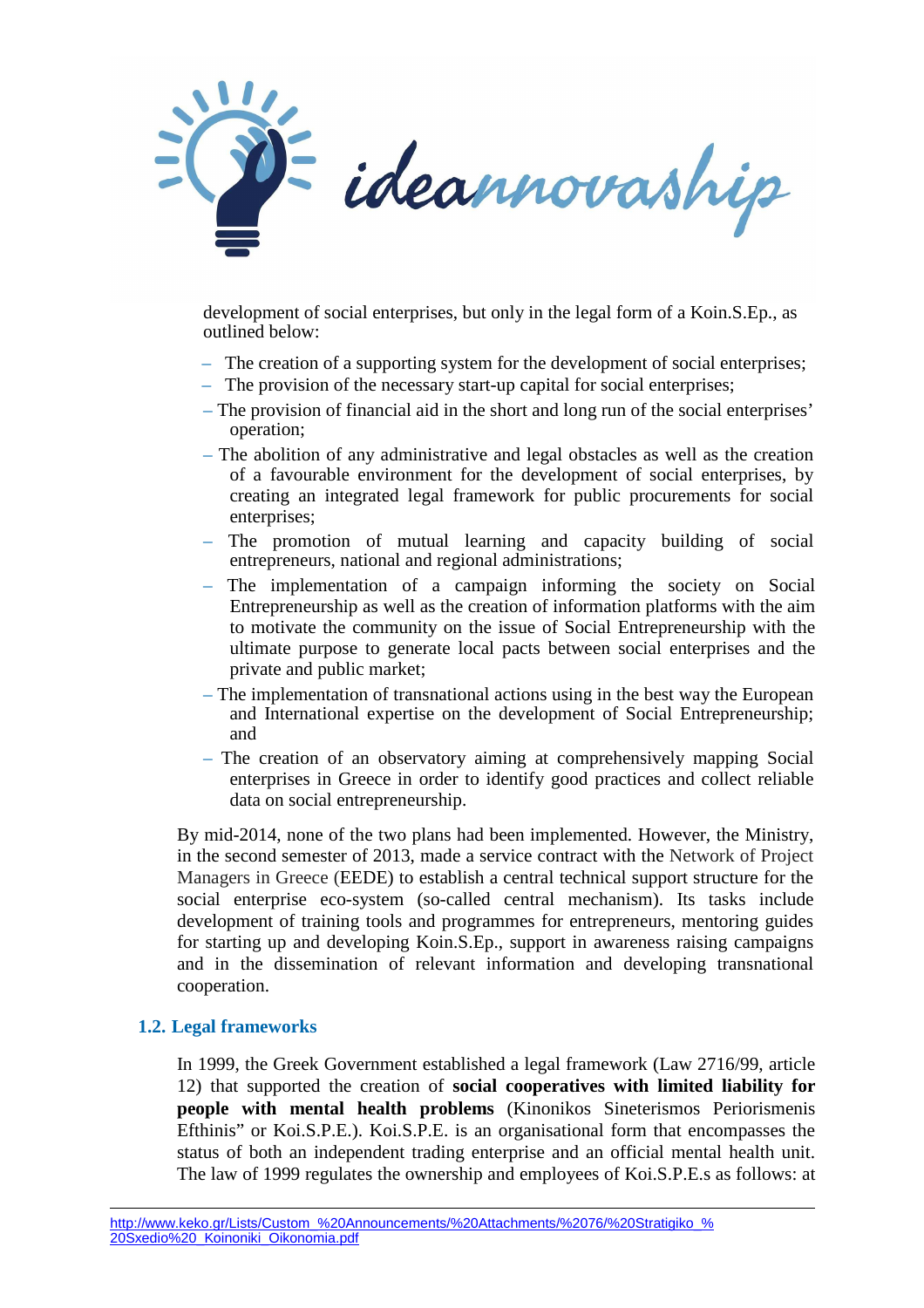development of social enterprises, but only in the legal form of a Koin.S.Ep., as outlined below:

- The creation of a supporting system for the development of social enterprises;
- The provision of the necessary start-up capital for social enterprises;
- The provision of financial aid in the short and long run of the social enterprises' operation;
- The abolition of any administrative and legal obstacles as well as the creation of a favourable environment for the development of social enterprises, by creating an integrated legal framework for public procurements for social enterprises;
- The promotion of mutual learning and capacity building of social entrepreneurs, national and regional administrations;
- The implementation of a campaign informing the society on Social Entrepreneurship as well as the creation of information platforms with the aim to motivate the community on the issue of Social Entrepreneurship with the ultimate purpose to generate local pacts between social enterprises and the private and public market;
- The implementation of transnational actions using in the best way the European and International expertise on the development of Social Entrepreneurship; and
- The creation of an observatory aiming at comprehensively mapping Social enterprises in Greece in order to identify good practices and collect reliable data on social entrepreneurship.

By mid-2014, none of the two plans had been implemented. However, the Ministry, in the second semester of 2013, made a service contract with the Network of Project Managers in Greece (EEDE) to establish a central technical support structure for the social enterprise eco-system (so-called central mechanism). Its tasks include development of training tools and programmes for entrepreneurs, mentoring guides for starting up and developing Koin.S.Ep., support in awareness raising campaigns and in the dissemination of relevant information and developing transnational cooperation.

### 1.2. Legal frameworks

In 1999, the Greek Government established a legal framework (Law 2716/99, article 12) that supported the creation of **social cooperatives with limited liability for people with mental health problems** (Kinonikos Sineterismos Periorismenis Efthinis" or Koi.S.P.E.). Koi.S.P.E. is an organisational form that encompasses the status of both an independent trading enterprise and an official mental health unit. The law of 1999 regulates the ownership and employees of Koi.S.P.E.s as follows: at

http://www.keko.gr/Lists/Custom_%20Announcements/%20Attachments/%2076/%20Stratigiko_%20Sxedio%20_Koinoniki_Oikonomia.pdf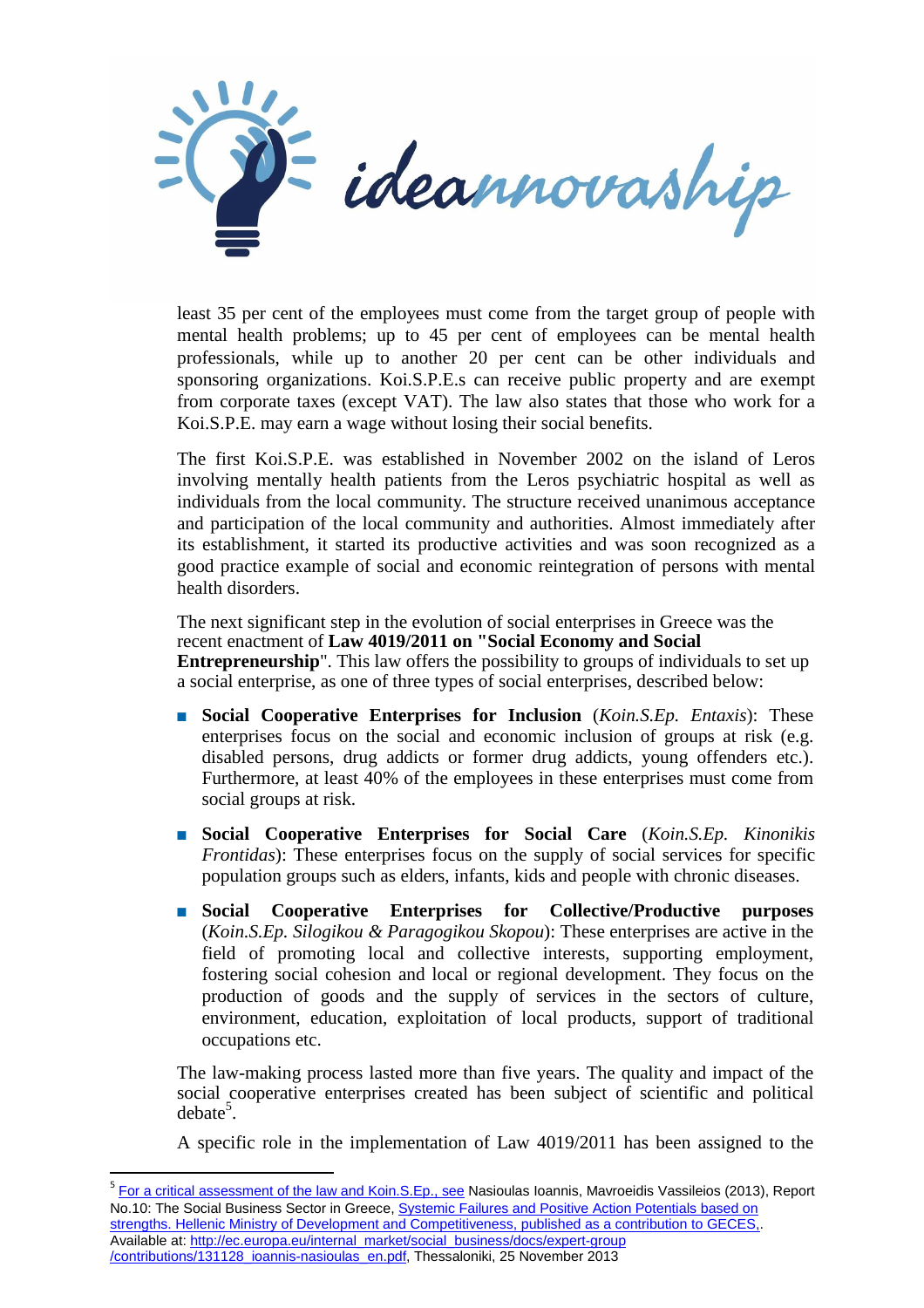least 35 per cent of the employees must come from the target group of people with mental health problems; up to 45 per cent of employees can be mental health professionals, while up to another 20 per cent can be other individuals and sponsoring organizations. Koi.S.P.E.s can receive public property and are exempt from corporate taxes (except VAT). The law also states that those who work for a Koi.S.P.E. may earn a wage without losing their social benefits.

The first Koi.S.P.E. was established in November 2002 on the island of Leros involving mentally health patients from the Leros psychiatric hospital as well as individuals from the local community. The structure received unanimous acceptance and participation of the local community and authorities. Almost immediately after its establishment, it started its productive activities and was soon recognized as a good practice example of social and economic reintegration of persons with mental health disorders.

The next significant step in the evolution of social enterprises in Greece was the recent enactment of **Law 4019/2011 on "Social Economy and Social Entrepreneurship**". This law offers the possibility to groups of individuals to set up a social enterprise, as one of three types of social enterprises, described below:

- **Social Cooperative Enterprises for Inclusion** (*Koin.S.Ep. Entaxis*): These enterprises focus on the social and economic inclusion of groups at risk (e.g. disabled persons, drug addicts or former drug addicts, young offenders etc.). Furthermore, at least 40% of the employees in these enterprises must come from social groups at risk.
- **Social Cooperative Enterprises for Social Care** (*Koin.S.Ep. Kinonikis Frontidas*): These enterprises focus on the supply of social services for specific population groups such as elders, infants, kids and people with chronic diseases.
- **Social Cooperative Enterprises for Collective/Productive purposes** (*Koin.S.Ep. Silogikou & Paragogikou Skopou*): These enterprises are active in the field of promoting local and collective interests, supporting employment, fostering social cohesion and local or regional development. They focus on the production of goods and the supply of services in the sectors of culture, environment, education, exploitation of local products, support of traditional occupations etc.

The law-making process lasted more than five years. The quality and impact of the social cooperative enterprises created has been subject of scientific and political debate[5].

A specific role in the implementation of Law 4019/2011 has been assigned to the

---

[5] For a critical assessment of the law and Koin.S.Ep., see Nasioulas Ioannis, Mavroeidis Vassileios (2013), Report No.10: The Social Business Sector in Greece, Systemic Failures and Positive Action Potentials based on strengths. Hellenic Ministry of Development and Competitiveness, published as a contribution to GECES,. Available at: http://ec.europa.eu/internal_market/social_business/docs/expert-group /contributions/131128_ioannis-nasioulas_en.pdf, Thessaloniki, 25 November 2013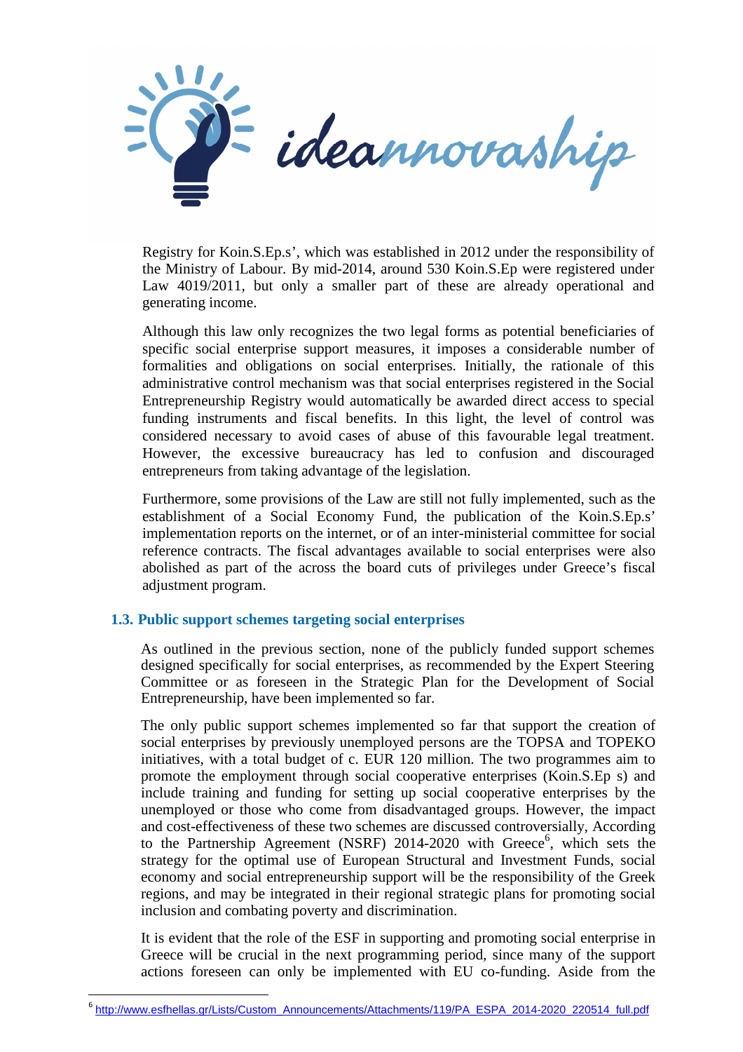Registry for Koin.S.Ep.s', which was established in 2012 under the responsibility of the Ministry of Labour. By mid-2014, around 530 Koin.S.Ep were registered under Law 4019/2011, but only a smaller part of these are already operational and generating income.

Although this law only recognizes the two legal forms as potential beneficiaries of specific social enterprise support measures, it imposes a considerable number of formalities and obligations on social enterprises. Initially, the rationale of this administrative control mechanism was that social enterprises registered in the Social Entrepreneurship Registry would automatically be awarded direct access to special funding instruments and fiscal benefits. In this light, the level of control was considered necessary to avoid cases of abuse of this favourable legal treatment. However, the excessive bureaucracy has led to confusion and discouraged entrepreneurs from taking advantage of the legislation.

Furthermore, some provisions of the Law are still not fully implemented, such as the establishment of a Social Economy Fund, the publication of the Koin.S.Ep.s' implementation reports on the internet, or of an inter-ministerial committee for social reference contracts. The fiscal advantages available to social enterprises were also abolished as part of the across the board cuts of privileges under Greece's fiscal adjustment program.

### 1.3. Public support schemes targeting social enterprises

As outlined in the previous section, none of the publicly funded support schemes designed specifically for social enterprises, as recommended by the Expert Steering Committee or as foreseen in the Strategic Plan for the Development of Social Entrepreneurship, have been implemented so far.

The only public support schemes implemented so far that support the creation of social enterprises by previously unemployed persons are the TOPSA and TOPEKO initiatives, with a total budget of c. EUR 120 million. The two programmes aim to promote the employment through social cooperative enterprises (Koin.S.Ep s) and include training and funding for setting up social cooperative enterprises by the unemployed or those who come from disadvantaged groups. However, the impact and cost-effectiveness of these two schemes are discussed controversially, According to the Partnership Agreement (NSRF) 2014-2020 with Greece[6], which sets the strategy for the optimal use of European Structural and Investment Funds, social economy and social entrepreneurship support will be the responsibility of the Greek regions, and may be integrated in their regional strategic plans for promoting social inclusion and combating poverty and discrimination.

It is evident that the role of the ESF in supporting and promoting social enterprise in Greece will be crucial in the next programming period, since many of the support actions foreseen can only be implemented with EU co-funding. Aside from the

[6] http://www.esfhellas.gr/Lists/Custom_Announcements/Attachments/119/PA_ESPA_2014-2020_220514_full.pdf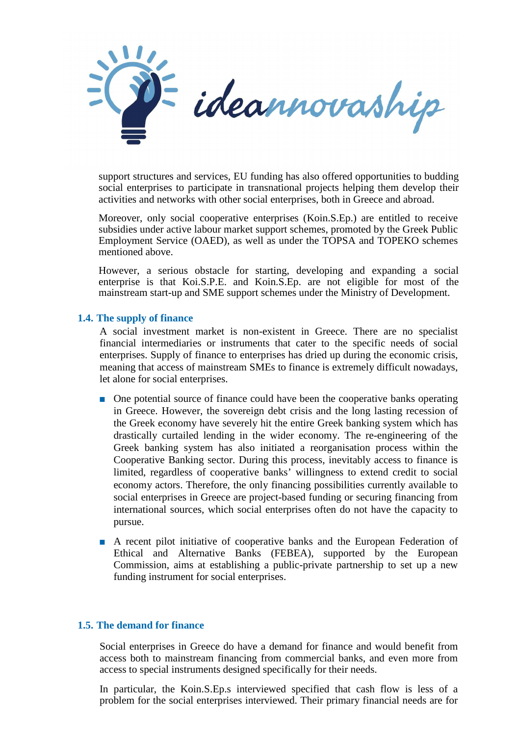support structures and services, EU funding has also offered opportunities to budding social enterprises to participate in transnational projects helping them develop their activities and networks with other social enterprises, both in Greece and abroad.

Moreover, only social cooperative enterprises (Koin.S.Ep.) are entitled to receive subsidies under active labour market support schemes, promoted by the Greek Public Employment Service (OAED), as well as under the TOPSA and TOPEKO schemes mentioned above.

However, a serious obstacle for starting, developing and expanding a social enterprise is that Koi.S.P.E. and Koin.S.Ep. are not eligible for most of the mainstream start-up and SME support schemes under the Ministry of Development.

## 1.4. The supply of finance

A social investment market is non-existent in Greece. There are no specialist financial intermediaries or instruments that cater to the specific needs of social enterprises. Supply of finance to enterprises has dried up during the economic crisis, meaning that access of mainstream SMEs to finance is extremely difficult nowadays, let alone for social enterprises.

- One potential source of finance could have been the cooperative banks operating in Greece. However, the sovereign debt crisis and the long lasting recession of the Greek economy have severely hit the entire Greek banking system which has drastically curtailed lending in the wider economy. The re-engineering of the Greek banking system has also initiated a reorganisation process within the Cooperative Banking sector. During this process, inevitably access to finance is limited, regardless of cooperative banks' willingness to extend credit to social economy actors. Therefore, the only financing possibilities currently available to social enterprises in Greece are project-based funding or securing financing from international sources, which social enterprises often do not have the capacity to pursue.
- A recent pilot initiative of cooperative banks and the European Federation of Ethical and Alternative Banks (FEBEA), supported by the European Commission, aims at establishing a public-private partnership to set up a new funding instrument for social enterprises.

## 1.5. The demand for finance

Social enterprises in Greece do have a demand for finance and would benefit from access both to mainstream financing from commercial banks, and even more from access to special instruments designed specifically for their needs.

In particular, the Koin.S.Ep.s interviewed specified that cash flow is less of a problem for the social enterprises interviewed. Their primary financial needs are for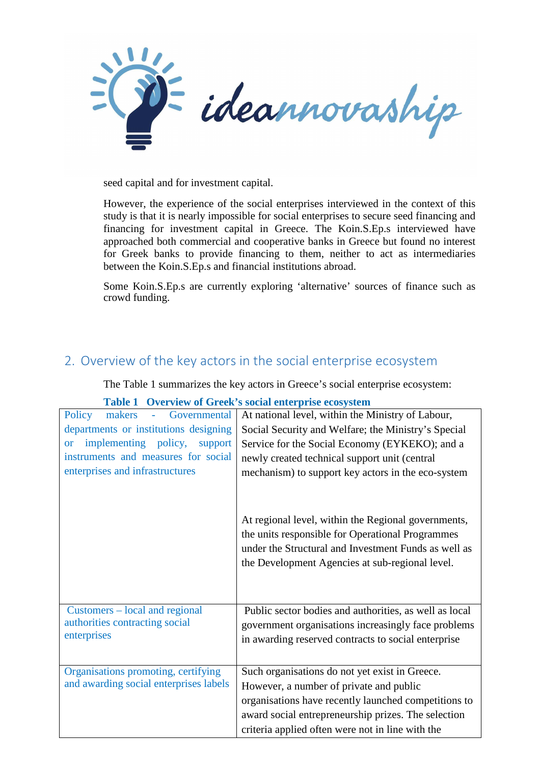seed capital and for investment capital.

However, the experience of the social enterprises interviewed in the context of this study is that it is nearly impossible for social enterprises to secure seed financing and financing for investment capital in Greece. The Koin.S.Ep.s interviewed have approached both commercial and cooperative banks in Greece but found no interest for Greek banks to provide financing to them, neither to act as intermediaries between the Koin.S.Ep.s and financial institutions abroad.

Some Koin.S.Ep.s are currently exploring 'alternative' sources of finance such as crowd funding.

## 2. Overview of the key actors in the social enterprise ecosystem

The Table 1 summarizes the key actors in Greece's social enterprise ecosystem:

**Table 1 Overview of Greek's social enterprise ecosystem**

| | |
|---|---|
| Policy makers - Governmental departments or institutions designing or implementing policy, support instruments and measures for social enterprises and infrastructures | At national level, within the Ministry of Labour, Social Security and Welfare; the Ministry's Special Service for the Social Economy (EYKEKO); and a newly created technical support unit (central mechanism) to support key actors in the eco-system<br><br>At regional level, within the Regional governments, the units responsible for Operational Programmes under the Structural and Investment Funds as well as the Development Agencies at sub-regional level. |
| Customers – local and regional authorities contracting social enterprises | Public sector bodies and authorities, as well as local government organisations increasingly face problems in awarding reserved contracts to social enterprise |
| Organisations promoting, certifying and awarding social enterprises labels | Such organisations do not yet exist in Greece. However, a number of private and public organisations have recently launched competitions to award social entrepreneurship prizes. The selection criteria applied often were not in line with the |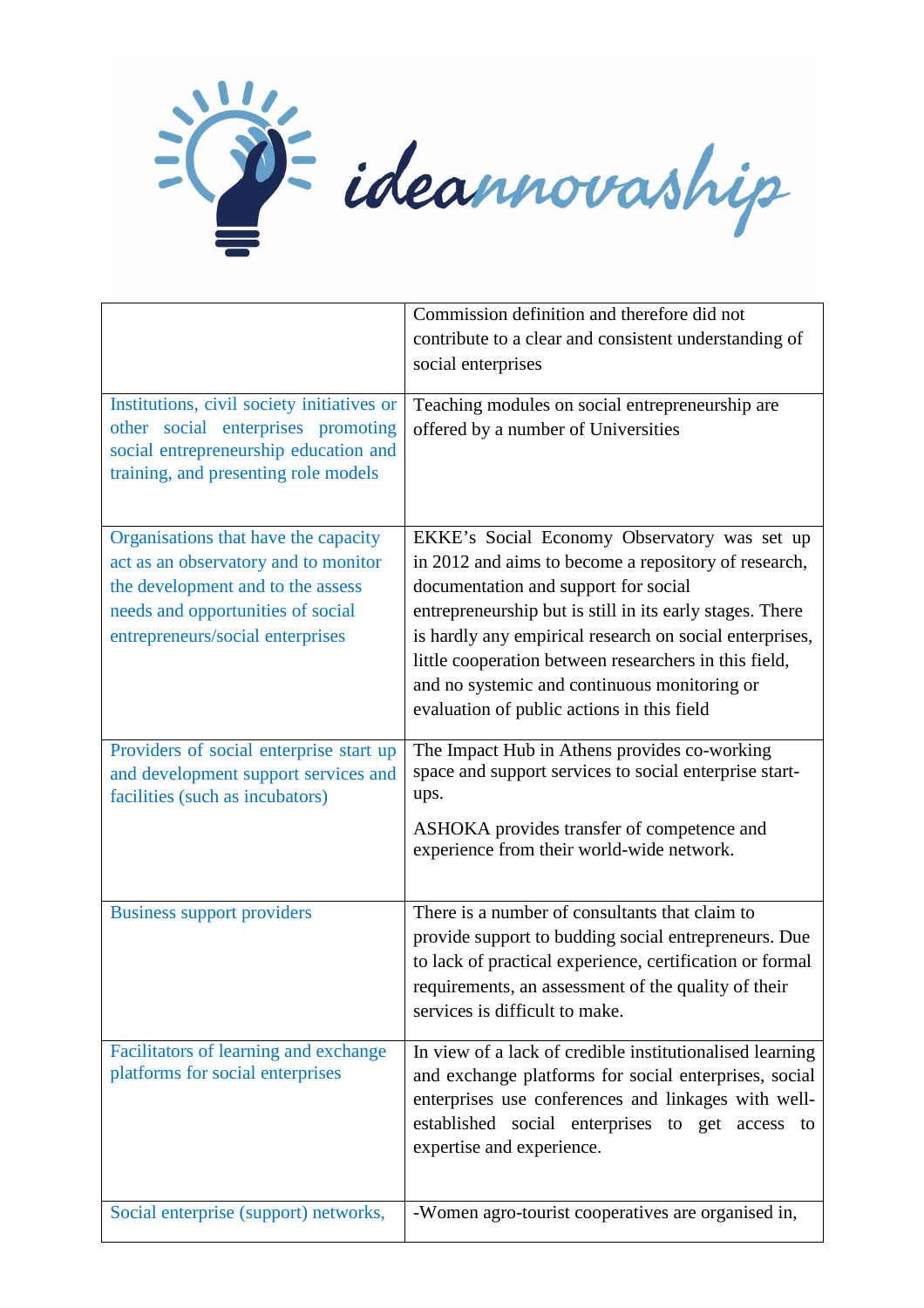| | |
|---|---|
| | Commission definition and therefore did not contribute to a clear and consistent understanding of social enterprises |
| Institutions, civil society initiatives or other social enterprises promoting social entrepreneurship education and training, and presenting role models | Teaching modules on social entrepreneurship are offered by a number of Universities |
| Organisations that have the capacity act as an observatory and to monitor the development and to the assess needs and opportunities of social entrepreneurs/social enterprises | EKKE's Social Economy Observatory was set up in 2012 and aims to become a repository of research, documentation and support for social entrepreneurship but is still in its early stages. There is hardly any empirical research on social enterprises, little cooperation between researchers in this field, and no systemic and continuous monitoring or evaluation of public actions in this field |
| Providers of social enterprise start up and development support services and facilities (such as incubators) | The Impact Hub in Athens provides co-working space and support services to social enterprise start-ups.<br><br>ASHOKA provides transfer of competence and experience from their world-wide network. |
| Business support providers | There is a number of consultants that claim to provide support to budding social entrepreneurs. Due to lack of practical experience, certification or formal requirements, an assessment of the quality of their services is difficult to make. |
| Facilitators of learning and exchange platforms for social enterprises | In view of a lack of credible institutionalised learning and exchange platforms for social enterprises, social enterprises use conferences and linkages with well-established social enterprises to get access to expertise and experience. |
| Social enterprise (support) networks, | -Women agro-tourist cooperatives are organised in, |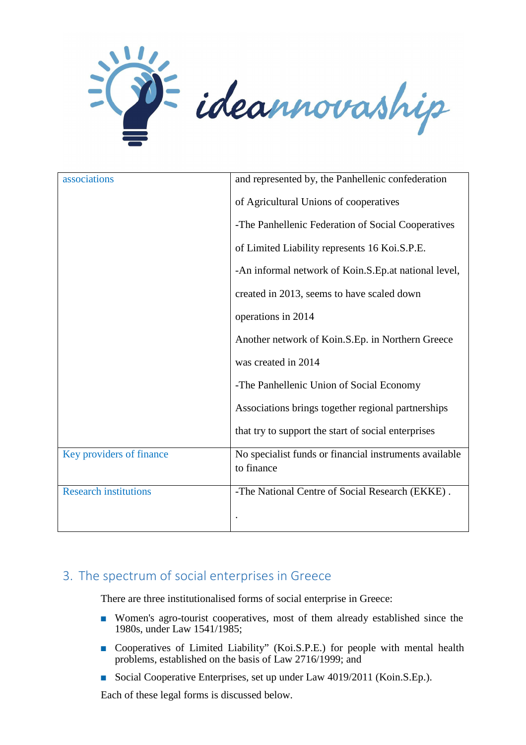| associations | and represented by, the Panhellenic confederation of Agricultural Unions of cooperatives<br>-The Panhellenic Federation of Social Cooperatives of Limited Liability represents 16 Koi.S.P.E.<br>-An informal network of Koin.S.Ep.at national level, created in 2013, seems to have scaled down operations in 2014<br>Another network of Koin.S.Ep. in Northern Greece was created in 2014<br>-The Panhellenic Union of Social Economy Associations brings together regional partnerships that try to support the start of social enterprises |
|---|---|
| Key providers of finance | No specialist funds or financial instruments available to finance |
| Research institutions | -The National Centre of Social Research (EKKE) .<br>. |

## 3. The spectrum of social enterprises in Greece

There are three institutionalised forms of social enterprise in Greece:

- Women's agro-tourist cooperatives, most of them already established since the 1980s, under Law 1541/1985;
- Cooperatives of Limited Liability" (Koi.S.P.E.) for people with mental health problems, established on the basis of Law 2716/1999; and
- Social Cooperative Enterprises, set up under Law 4019/2011 (Koin.S.Ep.).

Each of these legal forms is discussed below.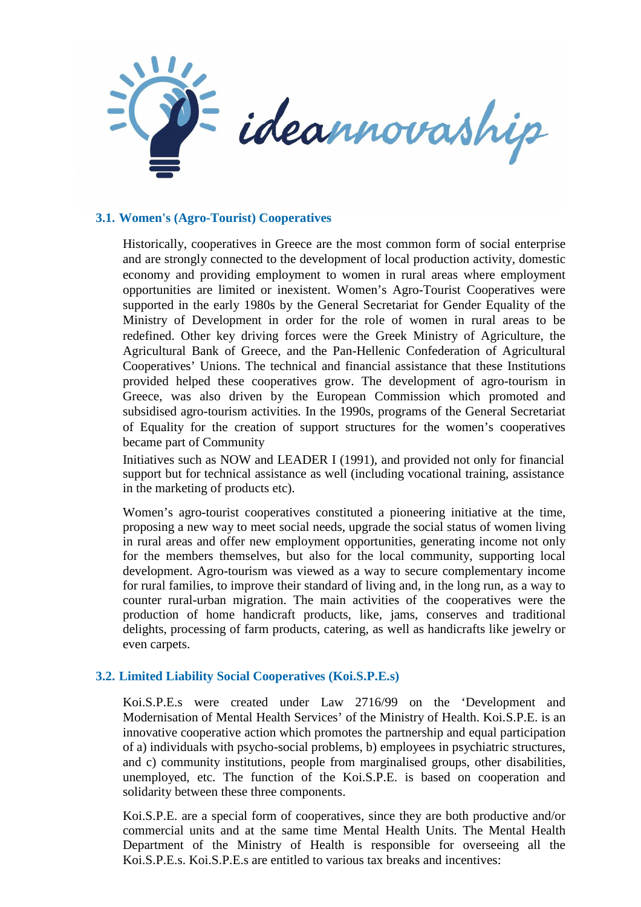### 3.1. Women's (Agro-Tourist) Cooperatives

Historically, cooperatives in Greece are the most common form of social enterprise and are strongly connected to the development of local production activity, domestic economy and providing employment to women in rural areas where employment opportunities are limited or inexistent. Women's Agro-Tourist Cooperatives were supported in the early 1980s by the General Secretariat for Gender Equality of the Ministry of Development in order for the role of women in rural areas to be redefined. Other key driving forces were the Greek Ministry of Agriculture, the Agricultural Bank of Greece, and the Pan-Hellenic Confederation of Agricultural Cooperatives' Unions. The technical and financial assistance that these Institutions provided helped these cooperatives grow. The development of agro-tourism in Greece, was also driven by the European Commission which promoted and subsidised agro-tourism activities. In the 1990s, programs of the General Secretariat of Equality for the creation of support structures for the women's cooperatives became part of Community

Initiatives such as NOW and LEADER I (1991), and provided not only for financial support but for technical assistance as well (including vocational training, assistance in the marketing of products etc).

Women's agro-tourist cooperatives constituted a pioneering initiative at the time, proposing a new way to meet social needs, upgrade the social status of women living in rural areas and offer new employment opportunities, generating income not only for the members themselves, but also for the local community, supporting local development. Agro-tourism was viewed as a way to secure complementary income for rural families, to improve their standard of living and, in the long run, as a way to counter rural-urban migration. The main activities of the cooperatives were the production of home handicraft products, like, jams, conserves and traditional delights, processing of farm products, catering, as well as handicrafts like jewelry or even carpets.

### 3.2. Limited Liability Social Cooperatives (Koi.S.P.E.s)

Koi.S.P.E.s were created under Law 2716/99 on the 'Development and Modernisation of Mental Health Services' of the Ministry of Health. Koi.S.P.E. is an innovative cooperative action which promotes the partnership and equal participation of a) individuals with psycho-social problems, b) employees in psychiatric structures, and c) community institutions, people from marginalised groups, other disabilities, unemployed, etc. The function of the Koi.S.P.E. is based on cooperation and solidarity between these three components.

Koi.S.P.E. are a special form of cooperatives, since they are both productive and/or commercial units and at the same time Mental Health Units. The Mental Health Department of the Ministry of Health is responsible for overseeing all the Koi.S.P.E.s. Koi.S.P.E.s are entitled to various tax breaks and incentives: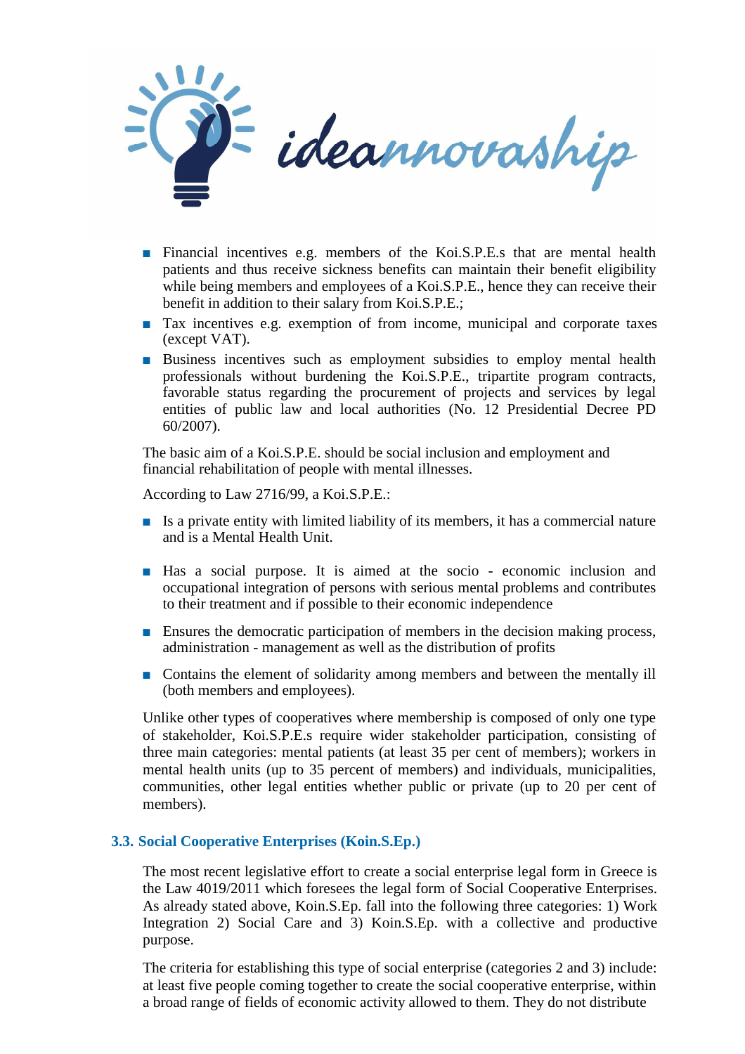- Financial incentives e.g. members of the Koi.S.P.E.s that are mental health patients and thus receive sickness benefits can maintain their benefit eligibility while being members and employees of a Koi.S.P.E., hence they can receive their benefit in addition to their salary from Koi.S.P.E.;
- Tax incentives e.g. exemption of from income, municipal and corporate taxes (except VAT).
- Business incentives such as employment subsidies to employ mental health professionals without burdening the Koi.S.P.E., tripartite program contracts, favorable status regarding the procurement of projects and services by legal entities of public law and local authorities (No. 12 Presidential Decree PD 60/2007).

The basic aim of a Koi.S.P.E. should be social inclusion and employment and financial rehabilitation of people with mental illnesses.

According to Law 2716/99, a Koi.S.P.E.:

- Is a private entity with limited liability of its members, it has a commercial nature and is a Mental Health Unit.
- Has a social purpose. It is aimed at the socio - economic inclusion and occupational integration of persons with serious mental problems and contributes to their treatment and if possible to their economic independence
- Ensures the democratic participation of members in the decision making process, administration - management as well as the distribution of profits
- Contains the element of solidarity among members and between the mentally ill (both members and employees).

Unlike other types of cooperatives where membership is composed of only one type of stakeholder, Koi.S.P.E.s require wider stakeholder participation, consisting of three main categories: mental patients (at least 35 per cent of members); workers in mental health units (up to 35 percent of members) and individuals, municipalities, communities, other legal entities whether public or private (up to 20 per cent of members).

### 3.3. Social Cooperative Enterprises (Koin.S.Ep.)

The most recent legislative effort to create a social enterprise legal form in Greece is the Law 4019/2011 which foresees the legal form of Social Cooperative Enterprises. As already stated above, Koin.S.Ep. fall into the following three categories: 1) Work Integration 2) Social Care and 3) Koin.S.Ep. with a collective and productive purpose.

The criteria for establishing this type of social enterprise (categories 2 and 3) include: at least five people coming together to create the social cooperative enterprise, within a broad range of fields of economic activity allowed to them. They do not distribute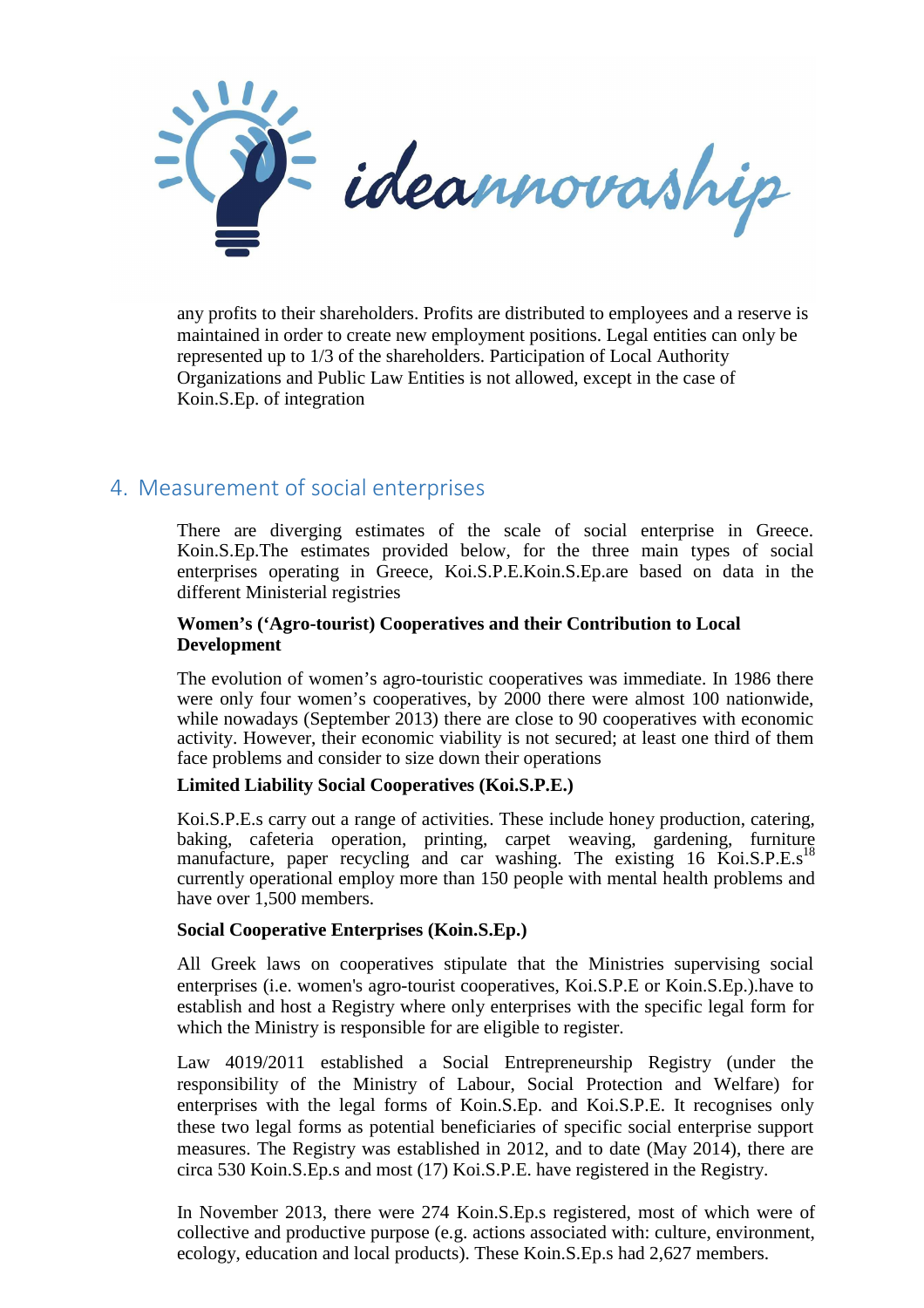any profits to their shareholders. Profits are distributed to employees and a reserve is maintained in order to create new employment positions. Legal entities can only be represented up to 1/3 of the shareholders. Participation of Local Authority Organizations and Public Law Entities is not allowed, except in the case of Koin.S.Ep. of integration

## 4. Measurement of social enterprises

There are diverging estimates of the scale of social enterprise in Greece. Koin.S.Ep.The estimates provided below, for the three main types of social enterprises operating in Greece, Koi.S.P.E.Koin.S.Ep.are based on data in the different Ministerial registries

**Women's ('Agro-tourist) Cooperatives and their Contribution to Local Development**

The evolution of women's agro-touristic cooperatives was immediate. In 1986 there were only four women's cooperatives, by 2000 there were almost 100 nationwide, while nowadays (September 2013) there are close to 90 cooperatives with economic activity. However, their economic viability is not secured; at least one third of them face problems and consider to size down their operations

**Limited Liability Social Cooperatives (Koi.S.P.E.)**

Koi.S.P.E.s carry out a range of activities. These include honey production, catering, baking, cafeteria operation, printing, carpet weaving, gardening, furniture manufacture, paper recycling and car washing. The existing 16 Koi.S.P.E.s[18] currently operational employ more than 150 people with mental health problems and have over 1,500 members.

**Social Cooperative Enterprises (Koin.S.Ep.)**

All Greek laws on cooperatives stipulate that the Ministries supervising social enterprises (i.e. women's agro-tourist cooperatives, Koi.S.P.E or Koin.S.Ep.).have to establish and host a Registry where only enterprises with the specific legal form for which the Ministry is responsible for are eligible to register.

Law 4019/2011 established a Social Entrepreneurship Registry (under the responsibility of the Ministry of Labour, Social Protection and Welfare) for enterprises with the legal forms of Koin.S.Ep. and Koi.S.P.E. It recognises only these two legal forms as potential beneficiaries of specific social enterprise support measures. The Registry was established in 2012, and to date (May 2014), there are circa 530 Koin.S.Ep.s and most (17) Koi.S.P.E. have registered in the Registry.

In November 2013, there were 274 Koin.S.Ep.s registered, most of which were of collective and productive purpose (e.g. actions associated with: culture, environment, ecology, education and local products). These Koin.S.Ep.s had 2,627 members.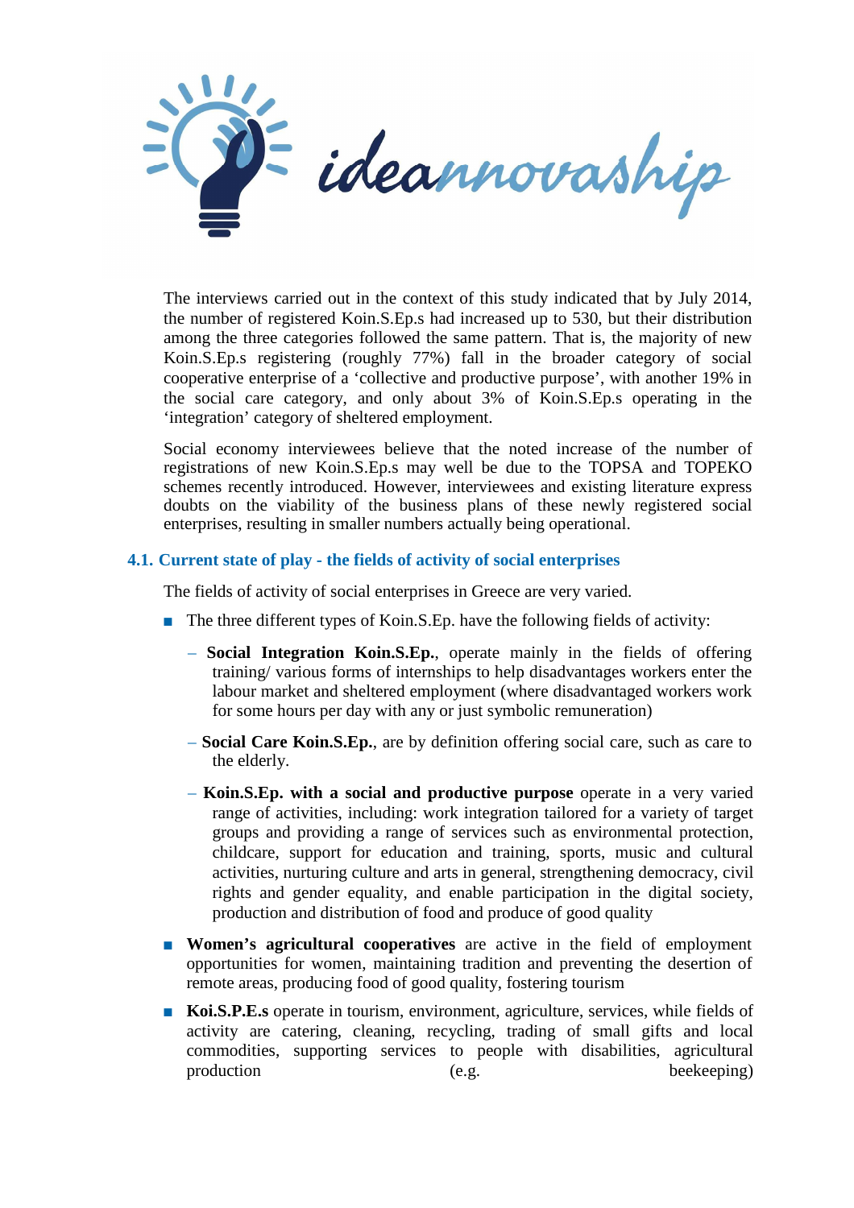The interviews carried out in the context of this study indicated that by July 2014, the number of registered Koin.S.Ep.s had increased up to 530, but their distribution among the three categories followed the same pattern. That is, the majority of new Koin.S.Ep.s registering (roughly 77%) fall in the broader category of social cooperative enterprise of a 'collective and productive purpose', with another 19% in the social care category, and only about 3% of Koin.S.Ep.s operating in the 'integration' category of sheltered employment.

Social economy interviewees believe that the noted increase of the number of registrations of new Koin.S.Ep.s may well be due to the TOPSA and TOPEKO schemes recently introduced. However, interviewees and existing literature express doubts on the viability of the business plans of these newly registered social enterprises, resulting in smaller numbers actually being operational.

### 4.1. Current state of play - the fields of activity of social enterprises

The fields of activity of social enterprises in Greece are very varied.

- The three different types of Koin.S.Ep. have the following fields of activity:
  - **Social Integration Koin.S.Ep.**, operate mainly in the fields of offering training/ various forms of internships to help disadvantages workers enter the labour market and sheltered employment (where disadvantaged workers work for some hours per day with any or just symbolic remuneration)
  - **Social Care Koin.S.Ep.**, are by definition offering social care, such as care to the elderly.
  - **Koin.S.Ep. with a social and productive purpose** operate in a very varied range of activities, including: work integration tailored for a variety of target groups and providing a range of services such as environmental protection, childcare, support for education and training, sports, music and cultural activities, nurturing culture and arts in general, strengthening democracy, civil rights and gender equality, and enable participation in the digital society, production and distribution of food and produce of good quality
- **Women's agricultural cooperatives** are active in the field of employment opportunities for women, maintaining tradition and preventing the desertion of remote areas, producing food of good quality, fostering tourism
- **Koi.S.P.E.s** operate in tourism, environment, agriculture, services, while fields of activity are catering, cleaning, recycling, trading of small gifts and local commodities, supporting services to people with disabilities, agricultural production (e.g. beekeeping)